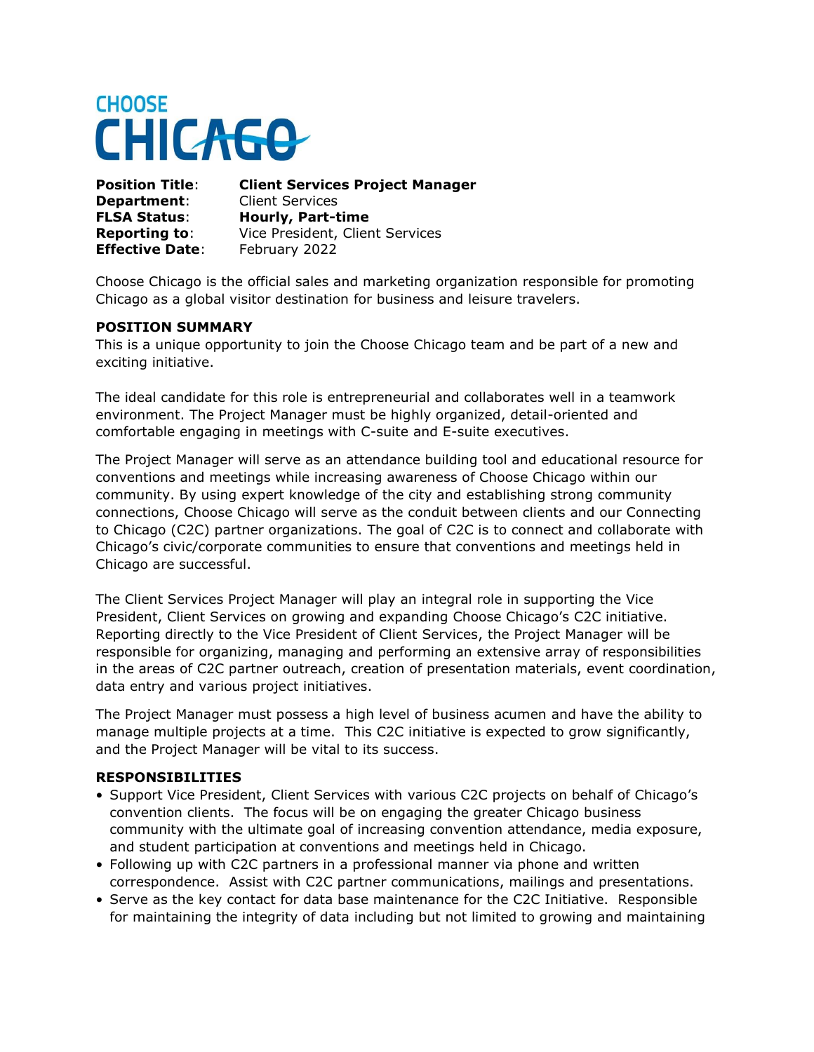CHOOSE CHICAGO

**Position Title**: **Client Services Project Manager**
**Department**: Client Services
**FLSA Status**: **Hourly, Part-time**
**Reporting to**: Vice President, Client Services
**Effective Date**: February 2022

Choose Chicago is the official sales and marketing organization responsible for promoting Chicago as a global visitor destination for business and leisure travelers.

**POSITION SUMMARY**

This is a unique opportunity to join the Choose Chicago team and be part of a new and exciting initiative.

The ideal candidate for this role is entrepreneurial and collaborates well in a teamwork environment. The Project Manager must be highly organized, detail-oriented and comfortable engaging in meetings with C-suite and E-suite executives.

The Project Manager will serve as an attendance building tool and educational resource for conventions and meetings while increasing awareness of Choose Chicago within our community. By using expert knowledge of the city and establishing strong community connections, Choose Chicago will serve as the conduit between clients and our Connecting to Chicago (C2C) partner organizations. The goal of C2C is to connect and collaborate with Chicago's civic/corporate communities to ensure that conventions and meetings held in Chicago are successful.

The Client Services Project Manager will play an integral role in supporting the Vice President, Client Services on growing and expanding Choose Chicago's C2C initiative. Reporting directly to the Vice President of Client Services, the Project Manager will be responsible for organizing, managing and performing an extensive array of responsibilities in the areas of C2C partner outreach, creation of presentation materials, event coordination, data entry and various project initiatives.

The Project Manager must possess a high level of business acumen and have the ability to manage multiple projects at a time. This C2C initiative is expected to grow significantly, and the Project Manager will be vital to its success.

**RESPONSIBILITIES**

- Support Vice President, Client Services with various C2C projects on behalf of Chicago's convention clients. The focus will be on engaging the greater Chicago business community with the ultimate goal of increasing convention attendance, media exposure, and student participation at conventions and meetings held in Chicago.
- Following up with C2C partners in a professional manner via phone and written correspondence. Assist with C2C partner communications, mailings and presentations.
- Serve as the key contact for data base maintenance for the C2C Initiative. Responsible for maintaining the integrity of data including but not limited to growing and maintaining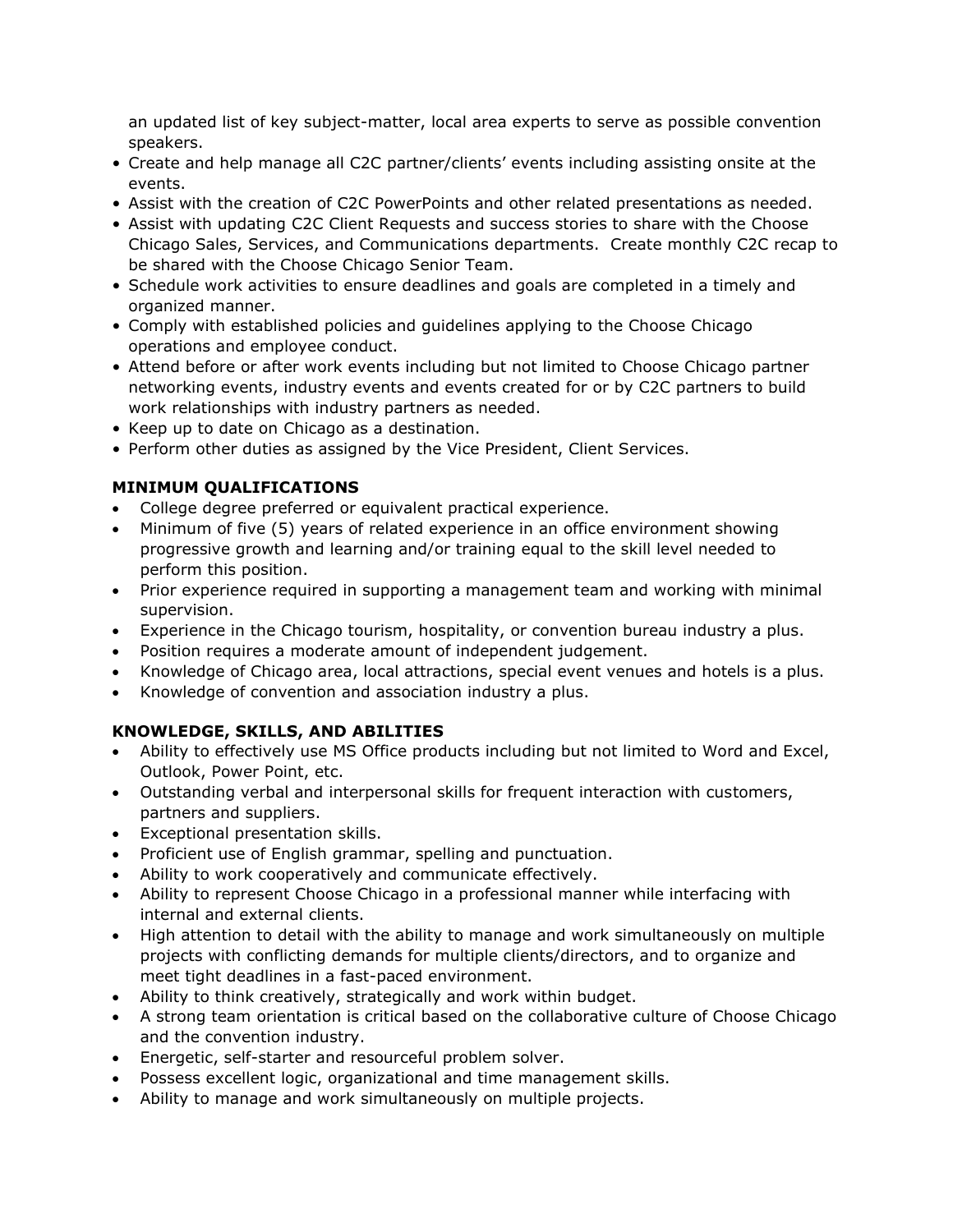an updated list of key subject-matter, local area experts to serve as possible convention speakers.

- Create and help manage all C2C partner/clients' events including assisting onsite at the events.
- Assist with the creation of C2C PowerPoints and other related presentations as needed.
- Assist with updating C2C Client Requests and success stories to share with the Choose Chicago Sales, Services, and Communications departments. Create monthly C2C recap to be shared with the Choose Chicago Senior Team.
- Schedule work activities to ensure deadlines and goals are completed in a timely and organized manner.
- Comply with established policies and guidelines applying to the Choose Chicago operations and employee conduct.
- Attend before or after work events including but not limited to Choose Chicago partner networking events, industry events and events created for or by C2C partners to build work relationships with industry partners as needed.
- Keep up to date on Chicago as a destination.
- Perform other duties as assigned by the Vice President, Client Services.

**MINIMUM QUALIFICATIONS**

- College degree preferred or equivalent practical experience.
- Minimum of five (5) years of related experience in an office environment showing progressive growth and learning and/or training equal to the skill level needed to perform this position.
- Prior experience required in supporting a management team and working with minimal supervision.
- Experience in the Chicago tourism, hospitality, or convention bureau industry a plus.
- Position requires a moderate amount of independent judgement.
- Knowledge of Chicago area, local attractions, special event venues and hotels is a plus.
- Knowledge of convention and association industry a plus.

**KNOWLEDGE, SKILLS, AND ABILITIES**

- Ability to effectively use MS Office products including but not limited to Word and Excel, Outlook, Power Point, etc.
- Outstanding verbal and interpersonal skills for frequent interaction with customers, partners and suppliers.
- Exceptional presentation skills.
- Proficient use of English grammar, spelling and punctuation.
- Ability to work cooperatively and communicate effectively.
- Ability to represent Choose Chicago in a professional manner while interfacing with internal and external clients.
- High attention to detail with the ability to manage and work simultaneously on multiple projects with conflicting demands for multiple clients/directors, and to organize and meet tight deadlines in a fast-paced environment.
- Ability to think creatively, strategically and work within budget.
- A strong team orientation is critical based on the collaborative culture of Choose Chicago and the convention industry.
- Energetic, self-starter and resourceful problem solver.
- Possess excellent logic, organizational and time management skills.
- Ability to manage and work simultaneously on multiple projects.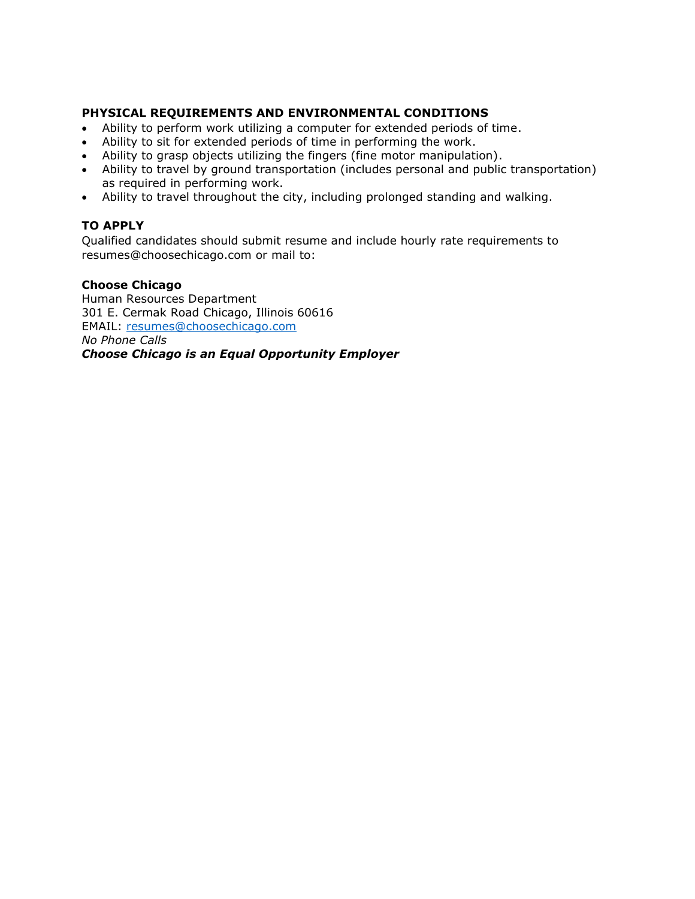**PHYSICAL REQUIREMENTS AND ENVIRONMENTAL CONDITIONS**

- Ability to perform work utilizing a computer for extended periods of time.
- Ability to sit for extended periods of time in performing the work.
- Ability to grasp objects utilizing the fingers (fine motor manipulation).
- Ability to travel by ground transportation (includes personal and public transportation) as required in performing work.
- Ability to travel throughout the city, including prolonged standing and walking.

**TO APPLY**

Qualified candidates should submit resume and include hourly rate requirements to resumes@choosechicago.com or mail to:

**Choose Chicago**
Human Resources Department
301 E. Cermak Road Chicago, Illinois 60616
EMAIL: [resumes@choosechicago.com](mailto:resumes@choosechicago.com)
*No Phone Calls*
***Choose Chicago is an Equal Opportunity Employer***